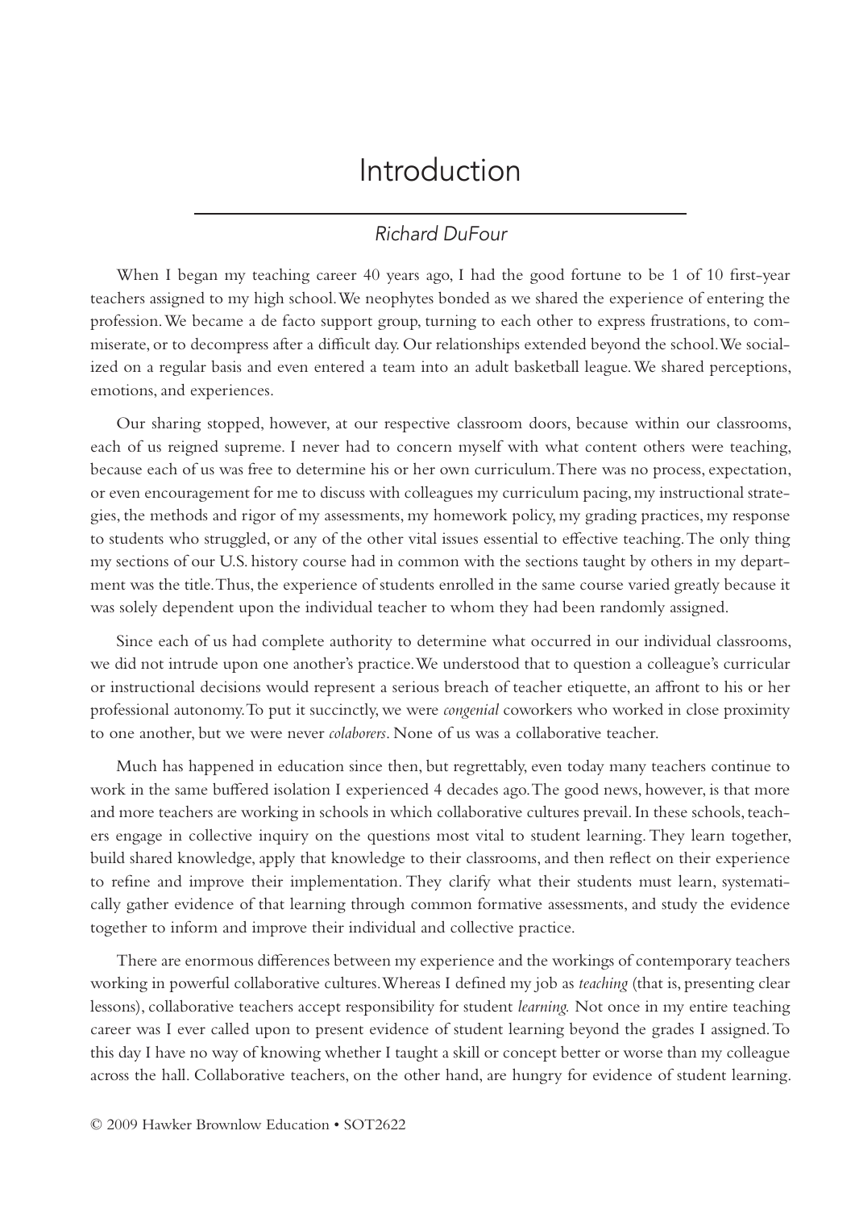# Introduction

*Richard DuFour*

When I began my teaching career 40 years ago, I had the good fortune to be 1 of 10 first-year teachers assigned to my high school. We neophytes bonded as we shared the experience of entering the profession. We became a de facto support group, turning to each other to express frustrations, to commiserate, or to decompress after a difficult day. Our relationships extended beyond the school. We socialized on a regular basis and even entered a team into an adult basketball league. We shared perceptions, emotions, and experiences.

Our sharing stopped, however, at our respective classroom doors, because within our classrooms, each of us reigned supreme. I never had to concern myself with what content others were teaching, because each of us was free to determine his or her own curriculum. There was no process, expectation, or even encouragement for me to discuss with colleagues my curriculum pacing, my instructional strategies, the methods and rigor of my assessments, my homework policy, my grading practices, my response to students who struggled, or any of the other vital issues essential to effective teaching. The only thing my sections of our U.S. history course had in common with the sections taught by others in my department was the title. Thus, the experience of students enrolled in the same course varied greatly because it was solely dependent upon the individual teacher to whom they had been randomly assigned.

Since each of us had complete authority to determine what occurred in our individual classrooms, we did not intrude upon one another's practice. We understood that to question a colleague's curricular or instructional decisions would represent a serious breach of teacher etiquette, an affront to his or her professional autonomy. To put it succinctly, we were *congenial* coworkers who worked in close proximity to one another, but we were never *colaborers*. None of us was a collaborative teacher.

Much has happened in education since then, but regrettably, even today many teachers continue to work in the same buffered isolation I experienced 4 decades ago. The good news, however, is that more and more teachers are working in schools in which collaborative cultures prevail. In these schools, teachers engage in collective inquiry on the questions most vital to student learning. They learn together, build shared knowledge, apply that knowledge to their classrooms, and then reflect on their experience to refine and improve their implementation. They clarify what their students must learn, systematically gather evidence of that learning through common formative assessments, and study the evidence together to inform and improve their individual and collective practice.

There are enormous differences between my experience and the workings of contemporary teachers working in powerful collaborative cultures. Whereas I defined my job as *teaching* (that is, presenting clear lessons), collaborative teachers accept responsibility for student *learning.* Not once in my entire teaching career was I ever called upon to present evidence of student learning beyond the grades I assigned. To this day I have no way of knowing whether I taught a skill or concept better or worse than my colleague across the hall. Collaborative teachers, on the other hand, are hungry for evidence of student learning.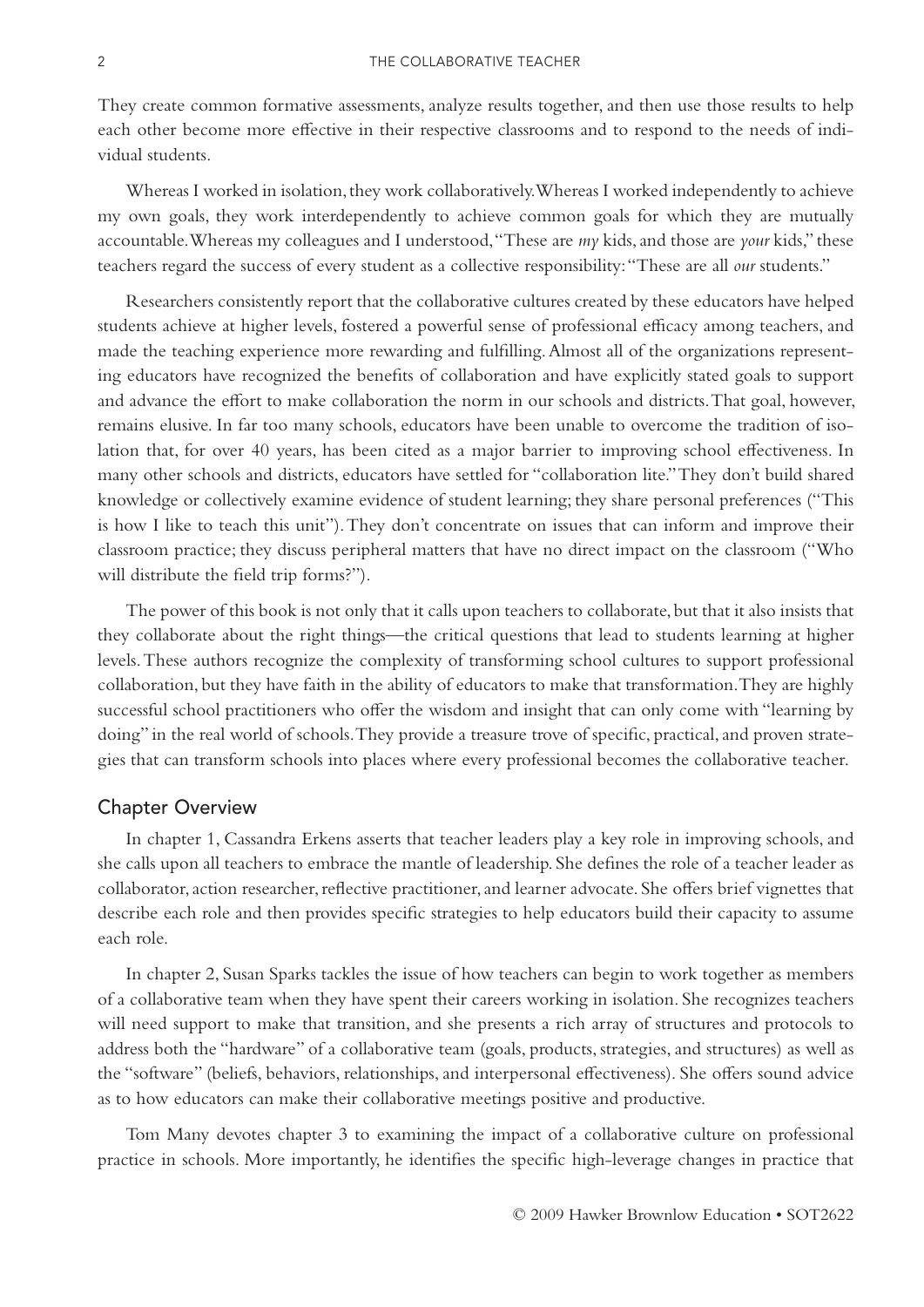They create common formative assessments, analyze results together, and then use those results to help each other become more effective in their respective classrooms and to respond to the needs of individual students.

Whereas I worked in isolation, they work collaboratively. Whereas I worked independently to achieve my own goals, they work interdependently to achieve common goals for which they are mutually accountable. Whereas my colleagues and I understood, "These are *my* kids, and those are *your* kids," these teachers regard the success of every student as a collective responsibility: "These are all *our* students."

Researchers consistently report that the collaborative cultures created by these educators have helped students achieve at higher levels, fostered a powerful sense of professional efficacy among teachers, and made the teaching experience more rewarding and fulfilling. Almost all of the organizations representing educators have recognized the benefits of collaboration and have explicitly stated goals to support and advance the effort to make collaboration the norm in our schools and districts. That goal, however, remains elusive. In far too many schools, educators have been unable to overcome the tradition of isolation that, for over 40 years, has been cited as a major barrier to improving school effectiveness. In many other schools and districts, educators have settled for "collaboration lite." They don't build shared knowledge or collectively examine evidence of student learning; they share personal preferences ("This is how I like to teach this unit"). They don't concentrate on issues that can inform and improve their classroom practice; they discuss peripheral matters that have no direct impact on the classroom ("Who will distribute the field trip forms?").

The power of this book is not only that it calls upon teachers to collaborate, but that it also insists that they collaborate about the right things—the critical questions that lead to students learning at higher levels. These authors recognize the complexity of transforming school cultures to support professional collaboration, but they have faith in the ability of educators to make that transformation. They are highly successful school practitioners who offer the wisdom and insight that can only come with "learning by doing" in the real world of schools. They provide a treasure trove of specific, practical, and proven strategies that can transform schools into places where every professional becomes the collaborative teacher.

## Chapter Overview

In chapter 1, Cassandra Erkens asserts that teacher leaders play a key role in improving schools, and she calls upon all teachers to embrace the mantle of leadership. She defines the role of a teacher leader as collaborator, action researcher, reflective practitioner, and learner advocate. She offers brief vignettes that describe each role and then provides specific strategies to help educators build their capacity to assume each role.

In chapter 2, Susan Sparks tackles the issue of how teachers can begin to work together as members of a collaborative team when they have spent their careers working in isolation. She recognizes teachers will need support to make that transition, and she presents a rich array of structures and protocols to address both the "hardware" of a collaborative team (goals, products, strategies, and structures) as well as the "software" (beliefs, behaviors, relationships, and interpersonal effectiveness). She offers sound advice as to how educators can make their collaborative meetings positive and productive.

Tom Many devotes chapter 3 to examining the impact of a collaborative culture on professional practice in schools. More importantly, he identifies the specific high-leverage changes in practice that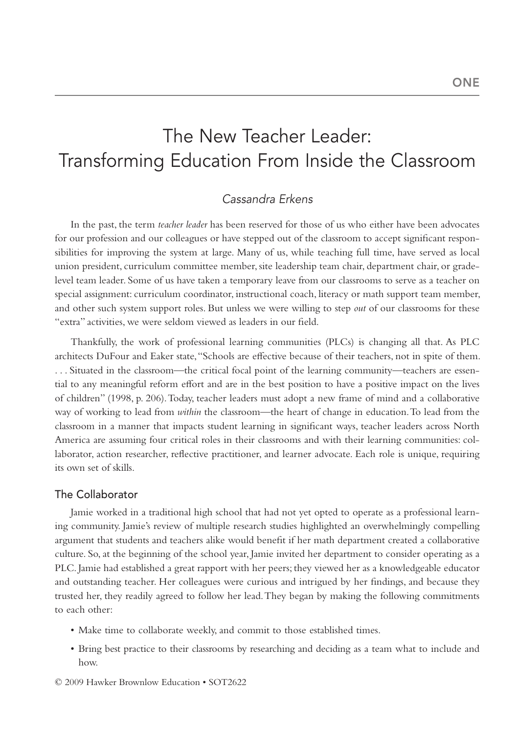# ONE

# The New Teacher Leader: Transforming Education From Inside the Classroom

*Cassandra Erkens*

In the past, the term *teacher leader* has been reserved for those of us who either have been advocates for our profession and our colleagues or have stepped out of the classroom to accept significant responsibilities for improving the system at large. Many of us, while teaching full time, have served as local union president, curriculum committee member, site leadership team chair, department chair, or grade-level team leader. Some of us have taken a temporary leave from our classrooms to serve as a teacher on special assignment: curriculum coordinator, instructional coach, literacy or math support team member, and other such system support roles. But unless we were willing to step *out* of our classrooms for these "extra" activities, we were seldom viewed as leaders in our field.

Thankfully, the work of professional learning communities (PLCs) is changing all that. As PLC architects DuFour and Eaker state, "Schools are effective because of their teachers, not in spite of them. . . . Situated in the classroom—the critical focal point of the learning community—teachers are essential to any meaningful reform effort and are in the best position to have a positive impact on the lives of children" (1998, p. 206). Today, teacher leaders must adopt a new frame of mind and a collaborative way of working to lead from *within* the classroom—the heart of change in education. To lead from the classroom in a manner that impacts student learning in significant ways, teacher leaders across North America are assuming four critical roles in their classrooms and with their learning communities: collaborator, action researcher, reflective practitioner, and learner advocate. Each role is unique, requiring its own set of skills.

## The Collaborator

Jamie worked in a traditional high school that had not yet opted to operate as a professional learning community. Jamie's review of multiple research studies highlighted an overwhelmingly compelling argument that students and teachers alike would benefit if her math department created a collaborative culture. So, at the beginning of the school year, Jamie invited her department to consider operating as a PLC. Jamie had established a great rapport with her peers; they viewed her as a knowledgeable educator and outstanding teacher. Her colleagues were curious and intrigued by her findings, and because they trusted her, they readily agreed to follow her lead. They began by making the following commitments to each other:

- Make time to collaborate weekly, and commit to those established times.
- Bring best practice to their classrooms by researching and deciding as a team what to include and how.

© 2009 Hawker Brownlow Education • SOT2622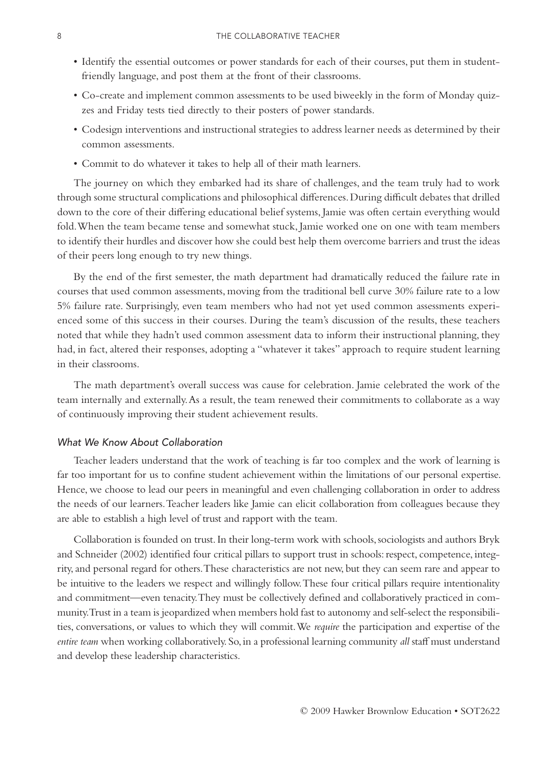- Identify the essential outcomes or power standards for each of their courses, put them in student-friendly language, and post them at the front of their classrooms.
- Co-create and implement common assessments to be used biweekly in the form of Monday quizzes and Friday tests tied directly to their posters of power standards.
- Codesign interventions and instructional strategies to address learner needs as determined by their common assessments.
- Commit to do whatever it takes to help all of their math learners.

The journey on which they embarked had its share of challenges, and the team truly had to work through some structural complications and philosophical differences. During difficult debates that drilled down to the core of their differing educational belief systems, Jamie was often certain everything would fold. When the team became tense and somewhat stuck, Jamie worked one on one with team members to identify their hurdles and discover how she could best help them overcome barriers and trust the ideas of their peers long enough to try new things.

By the end of the first semester, the math department had dramatically reduced the failure rate in courses that used common assessments, moving from the traditional bell curve 30% failure rate to a low 5% failure rate. Surprisingly, even team members who had not yet used common assessments experienced some of this success in their courses. During the team's discussion of the results, these teachers noted that while they hadn't used common assessment data to inform their instructional planning, they had, in fact, altered their responses, adopting a "whatever it takes" approach to require student learning in their classrooms.

The math department's overall success was cause for celebration. Jamie celebrated the work of the team internally and externally. As a result, the team renewed their commitments to collaborate as a way of continuously improving their student achievement results.

### *What We Know About Collaboration*

Teacher leaders understand that the work of teaching is far too complex and the work of learning is far too important for us to confine student achievement within the limitations of our personal expertise. Hence, we choose to lead our peers in meaningful and even challenging collaboration in order to address the needs of our learners. Teacher leaders like Jamie can elicit collaboration from colleagues because they are able to establish a high level of trust and rapport with the team.

Collaboration is founded on trust. In their long-term work with schools, sociologists and authors Bryk and Schneider (2002) identified four critical pillars to support trust in schools: respect, competence, integrity, and personal regard for others. These characteristics are not new, but they can seem rare and appear to be intuitive to the leaders we respect and willingly follow. These four critical pillars require intentionality and commitment—even tenacity. They must be collectively defined and collaboratively practiced in community. Trust in a team is jeopardized when members hold fast to autonomy and self-select the responsibilities, conversations, or values to which they will commit. We *require* the participation and expertise of the *entire team* when working collaboratively. So, in a professional learning community *all* staff must understand and develop these leadership characteristics.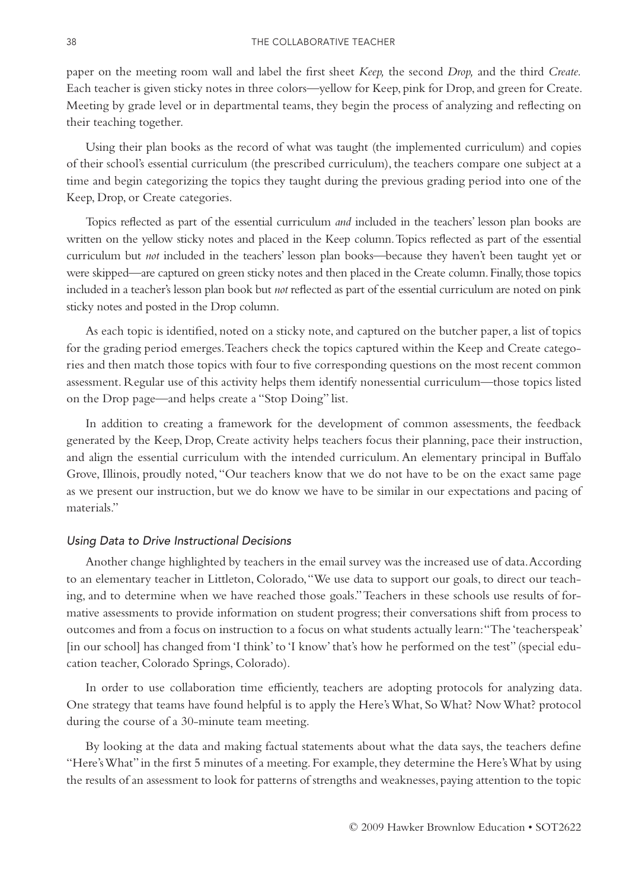paper on the meeting room wall and label the first sheet *Keep,* the second *Drop,* and the third *Create.* Each teacher is given sticky notes in three colors—yellow for Keep, pink for Drop, and green for Create. Meeting by grade level or in departmental teams, they begin the process of analyzing and reflecting on their teaching together.

Using their plan books as the record of what was taught (the implemented curriculum) and copies of their school's essential curriculum (the prescribed curriculum), the teachers compare one subject at a time and begin categorizing the topics they taught during the previous grading period into one of the Keep, Drop, or Create categories.

Topics reflected as part of the essential curriculum *and* included in the teachers' lesson plan books are written on the yellow sticky notes and placed in the Keep column. Topics reflected as part of the essential curriculum but *not* included in the teachers' lesson plan books—because they haven't been taught yet or were skipped—are captured on green sticky notes and then placed in the Create column. Finally, those topics included in a teacher's lesson plan book but *not* reflected as part of the essential curriculum are noted on pink sticky notes and posted in the Drop column.

As each topic is identified, noted on a sticky note, and captured on the butcher paper, a list of topics for the grading period emerges. Teachers check the topics captured within the Keep and Create categories and then match those topics with four to five corresponding questions on the most recent common assessment. Regular use of this activity helps them identify nonessential curriculum—those topics listed on the Drop page—and helps create a "Stop Doing" list.

In addition to creating a framework for the development of common assessments, the feedback generated by the Keep, Drop, Create activity helps teachers focus their planning, pace their instruction, and align the essential curriculum with the intended curriculum. An elementary principal in Buffalo Grove, Illinois, proudly noted, "Our teachers know that we do not have to be on the exact same page as we present our instruction, but we do know we have to be similar in our expectations and pacing of materials."

### *Using Data to Drive Instructional Decisions*

Another change highlighted by teachers in the email survey was the increased use of data. According to an elementary teacher in Littleton, Colorado, "We use data to support our goals, to direct our teaching, and to determine when we have reached those goals." Teachers in these schools use results of formative assessments to provide information on student progress; their conversations shift from process to outcomes and from a focus on instruction to a focus on what students actually learn: "The 'teacherspeak' [in our school] has changed from 'I think' to 'I know' that's how he performed on the test" (special education teacher, Colorado Springs, Colorado).

In order to use collaboration time efficiently, teachers are adopting protocols for analyzing data. One strategy that teams have found helpful is to apply the Here's What, So What? Now What? protocol during the course of a 30-minute team meeting.

By looking at the data and making factual statements about what the data says, the teachers define "Here's What" in the first 5 minutes of a meeting. For example, they determine the Here's What by using the results of an assessment to look for patterns of strengths and weaknesses, paying attention to the topic